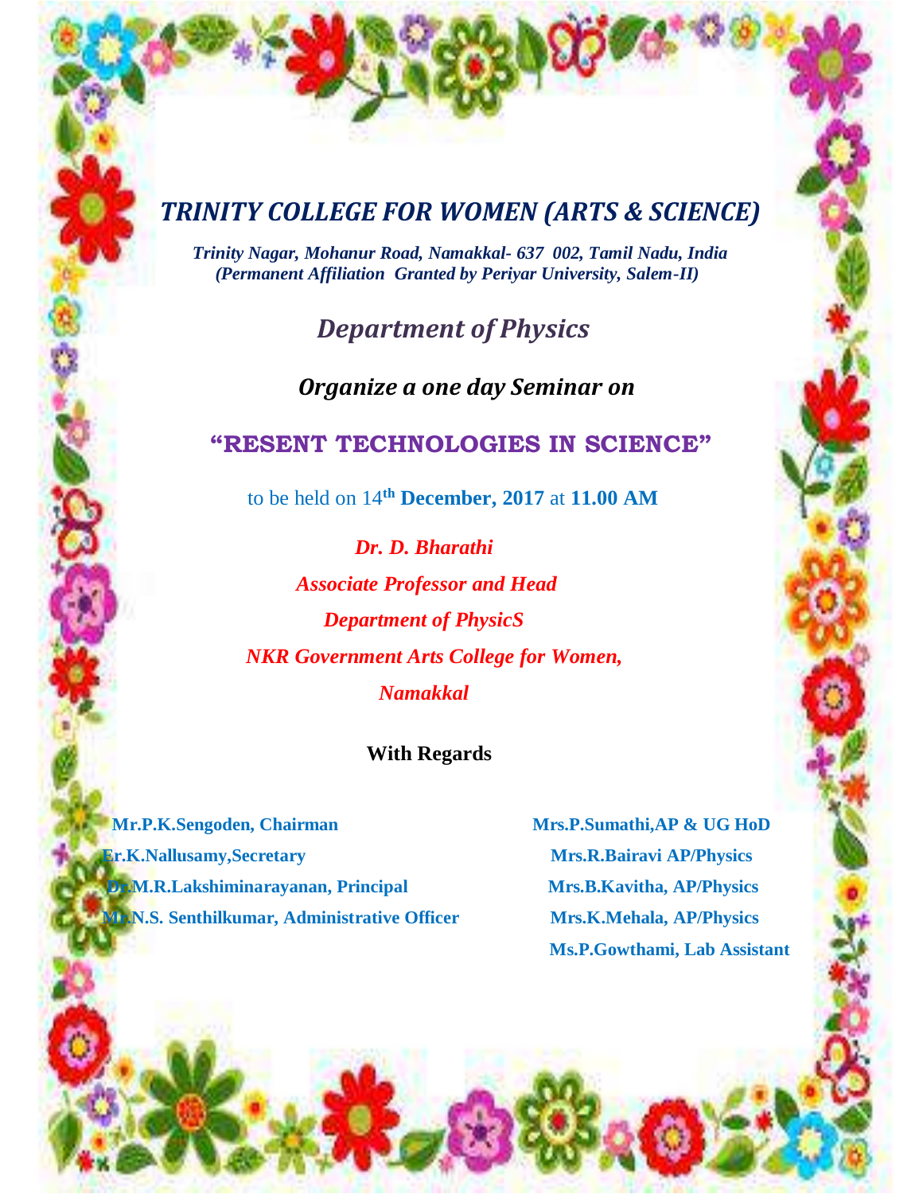# *TRINITY COLLEGE FOR WOMEN (ARTS & SCIENCE)*

***Trinity Nagar, Mohanur Road, Namakkal- 637 002, Tamil Nadu, India***
***(Permanent Affiliation Granted by Periyar University, Salem-II)***

## *Department of Physics*

### *Organize a one day Seminar on*

## **"RESENT TECHNOLOGIES IN SCIENCE"**

to be held on 14th **December, 2017** at **11.00 AM**

***Dr. D. Bharathi***
***Associate Professor and Head***
***Department of PhysicS***
***NKR Government Arts College for Women,***
***Namakkal***

**With Regards**

**Mr.P.K.Sengoden, Chairman**
**Fr.K.Nallusamy,Secretary**
**Dr.M.R.Lakshiminarayanan, Principal**
**Mr.N.S. Senthilkumar, Administrative Officer**

**Mrs.P.Sumathi,AP & UG HoD**
**Mrs.R.Bairavi AP/Physics**
**Mrs.B.Kavitha, AP/Physics**
**Mrs.K.Mehala, AP/Physics**
**Ms.P.Gowthami, Lab Assistant**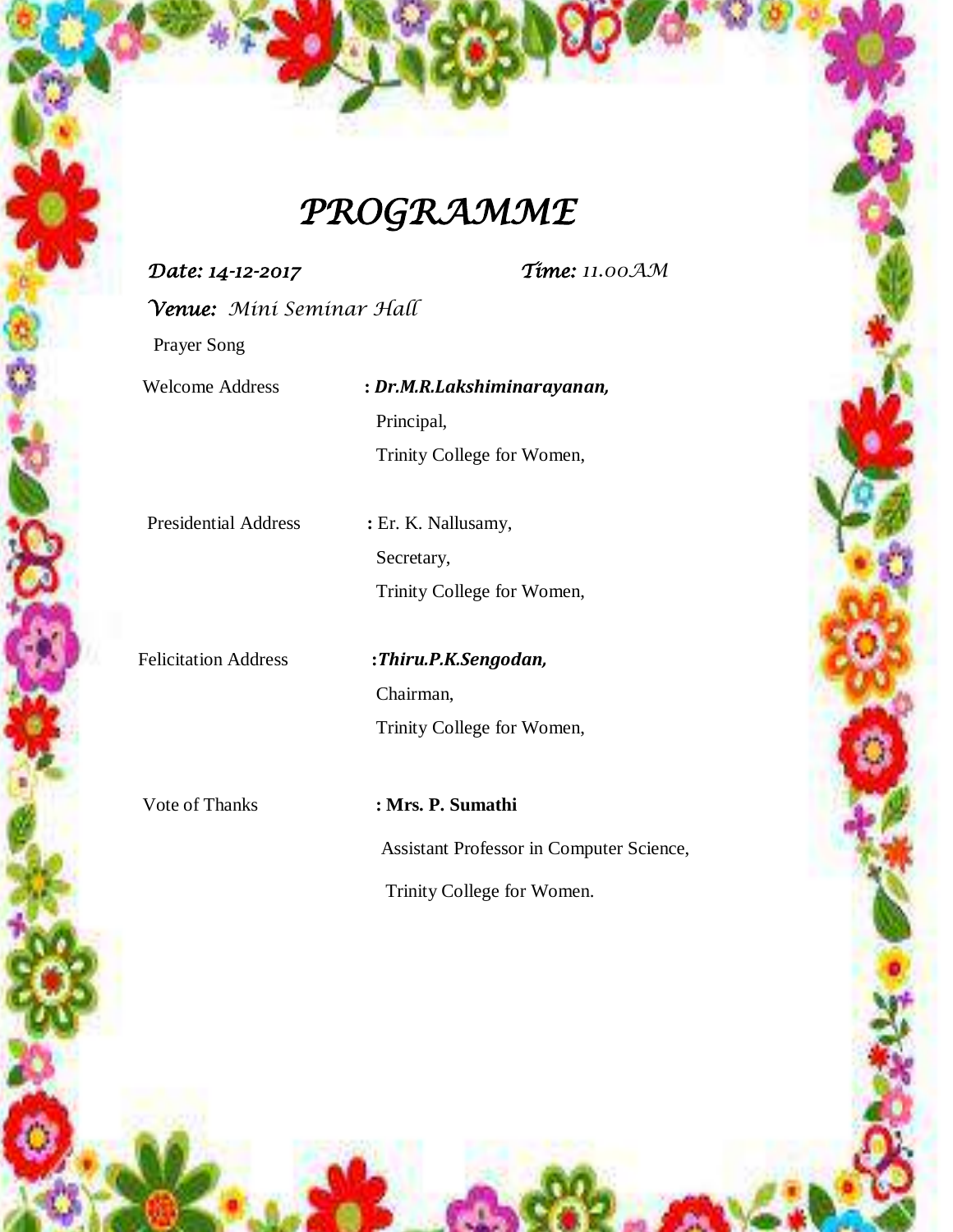# *PROGRAMME*

***Date:*** *14-12-2017* ***Time:*** *11.00AM*

***Venue:*** *Mini Seminar Hall*

Prayer Song

| | |
|---|---|
| Welcome Address | : ***Dr.M.R.Lakshiminarayanan,***<br>Principal,<br>Trinity College for Women, |
| Presidential Address | **:** Er. K. Nallusamy,<br>Secretary,<br>Trinity College for Women, |
| Felicitation Address | **:*Thiru.P.K.Sengodan,***<br>Chairman,<br>Trinity College for Women, |
| Vote of Thanks | **: Mrs. P. Sumathi**<br>Assistant Professor in Computer Science,<br>Trinity College for Women. |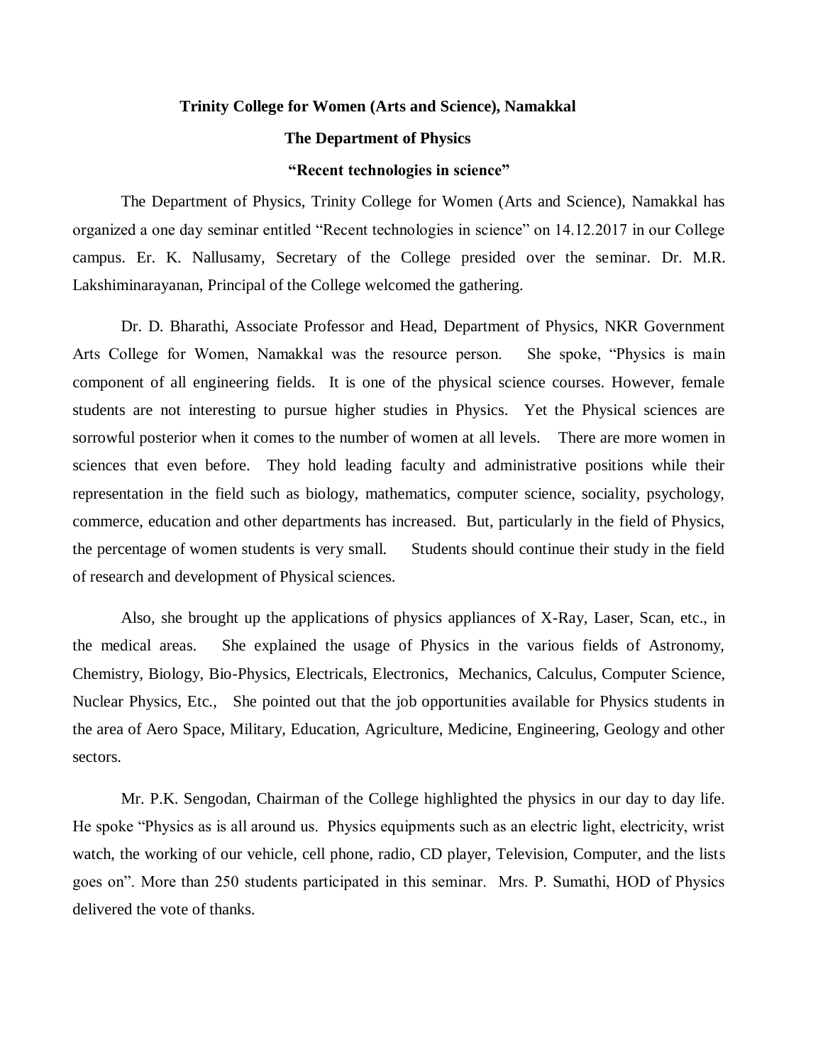**Trinity College for Women (Arts and Science), Namakkal**

**The Department of Physics**

**"Recent technologies in science"**

The Department of Physics, Trinity College for Women (Arts and Science), Namakkal has organized a one day seminar entitled "Recent technologies in science" on 14.12.2017 in our College campus. Er. K. Nallusamy, Secretary of the College presided over the seminar. Dr. M.R. Lakshiminarayanan, Principal of the College welcomed the gathering.

Dr. D. Bharathi, Associate Professor and Head, Department of Physics, NKR Government Arts College for Women, Namakkal was the resource person. She spoke, "Physics is main component of all engineering fields. It is one of the physical science courses. However, female students are not interesting to pursue higher studies in Physics. Yet the Physical sciences are sorrowful posterior when it comes to the number of women at all levels. There are more women in sciences that even before. They hold leading faculty and administrative positions while their representation in the field such as biology, mathematics, computer science, sociality, psychology, commerce, education and other departments has increased. But, particularly in the field of Physics, the percentage of women students is very small. Students should continue their study in the field of research and development of Physical sciences.

Also, she brought up the applications of physics appliances of X-Ray, Laser, Scan, etc., in the medical areas. She explained the usage of Physics in the various fields of Astronomy, Chemistry, Biology, Bio-Physics, Electricals, Electronics, Mechanics, Calculus, Computer Science, Nuclear Physics, Etc., She pointed out that the job opportunities available for Physics students in the area of Aero Space, Military, Education, Agriculture, Medicine, Engineering, Geology and other sectors.

Mr. P.K. Sengodan, Chairman of the College highlighted the physics in our day to day life. He spoke "Physics as is all around us. Physics equipments such as an electric light, electricity, wrist watch, the working of our vehicle, cell phone, radio, CD player, Television, Computer, and the lists goes on". More than 250 students participated in this seminar. Mrs. P. Sumathi, HOD of Physics delivered the vote of thanks.